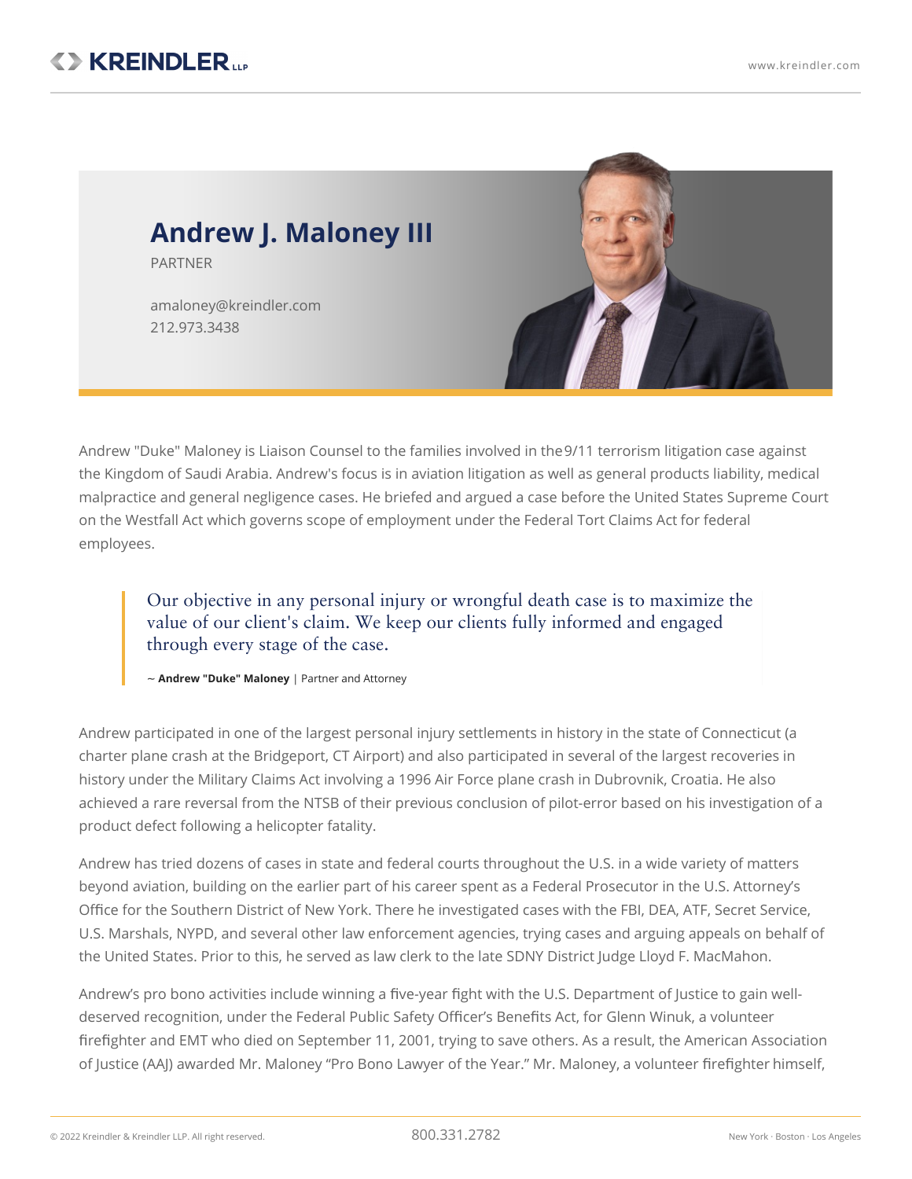# Andrew J. Maloney III

PARTNER

amaloney@kreindler.com
212.973.3438

Andrew "Duke" Maloney is Liaison Counsel to the families involved in the 9/11 terrorism litigation case against the Kingdom of Saudi Arabia. Andrew's focus is in aviation litigation as well as general products liability, medical malpractice and general negligence cases. He briefed and argued a case before the United States Supreme Court on the Westfall Act which governs scope of employment under the Federal Tort Claims Act for federal employees.

> Our objective in any personal injury or wrongful death case is to maximize the value of our client's claim. We keep our clients fully informed and engaged through every stage of the case.
>
> ~ **Andrew "Duke" Maloney** | Partner and Attorney

Andrew participated in one of the largest personal injury settlements in history in the state of Connecticut (a charter plane crash at the Bridgeport, CT Airport) and also participated in several of the largest recoveries in history under the Military Claims Act involving a 1996 Air Force plane crash in Dubrovnik, Croatia. He also achieved a rare reversal from the NTSB of their previous conclusion of pilot-error based on his investigation of a product defect following a helicopter fatality.

Andrew has tried dozens of cases in state and federal courts throughout the U.S. in a wide variety of matters beyond aviation, building on the earlier part of his career spent as a Federal Prosecutor in the U.S. Attorney's Office for the Southern District of New York. There he investigated cases with the FBI, DEA, ATF, Secret Service, U.S. Marshals, NYPD, and several other law enforcement agencies, trying cases and arguing appeals on behalf of the United States. Prior to this, he served as law clerk to the late SDNY District Judge Lloyd F. MacMahon.

Andrew's pro bono activities include winning a five-year fight with the U.S. Department of Justice to gain well-deserved recognition, under the Federal Public Safety Officer's Benefits Act, for Glenn Winuk, a volunteer firefighter and EMT who died on September 11, 2001, trying to save others. As a result, the American Association of Justice (AAJ) awarded Mr. Maloney "Pro Bono Lawyer of the Year." Mr. Maloney, a volunteer firefighter himself,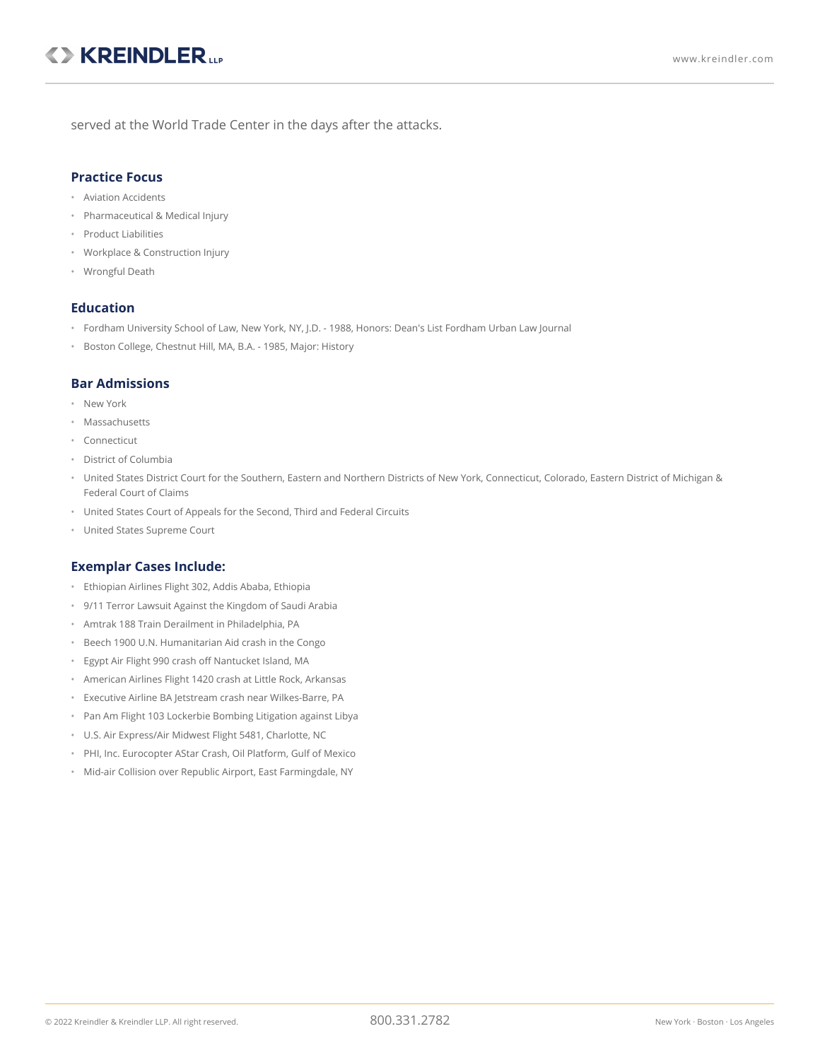served at the World Trade Center in the days after the attacks.

### Practice Focus

- Aviation Accidents
- Pharmaceutical & Medical Injury
- Product Liabilities
- Workplace & Construction Injury
- Wrongful Death

### Education

- Fordham University School of Law, New York, NY, J.D. - 1988, Honors: Dean's List Fordham Urban Law Journal
- Boston College, Chestnut Hill, MA, B.A. - 1985, Major: History

### Bar Admissions

- New York
- Massachusetts
- Connecticut
- District of Columbia
- United States District Court for the Southern, Eastern and Northern Districts of New York, Connecticut, Colorado, Eastern District of Michigan & Federal Court of Claims
- United States Court of Appeals for the Second, Third and Federal Circuits
- United States Supreme Court

### Exemplar Cases Include:

- Ethiopian Airlines Flight 302, Addis Ababa, Ethiopia
- 9/11 Terror Lawsuit Against the Kingdom of Saudi Arabia
- Amtrak 188 Train Derailment in Philadelphia, PA
- Beech 1900 U.N. Humanitarian Aid crash in the Congo
- Egypt Air Flight 990 crash off Nantucket Island, MA
- American Airlines Flight 1420 crash at Little Rock, Arkansas
- Executive Airline BA Jetstream crash near Wilkes-Barre, PA
- Pan Am Flight 103 Lockerbie Bombing Litigation against Libya
- U.S. Air Express/Air Midwest Flight 5481, Charlotte, NC
- PHI, Inc. Eurocopter AStar Crash, Oil Platform, Gulf of Mexico
- Mid-air Collision over Republic Airport, East Farmingdale, NY